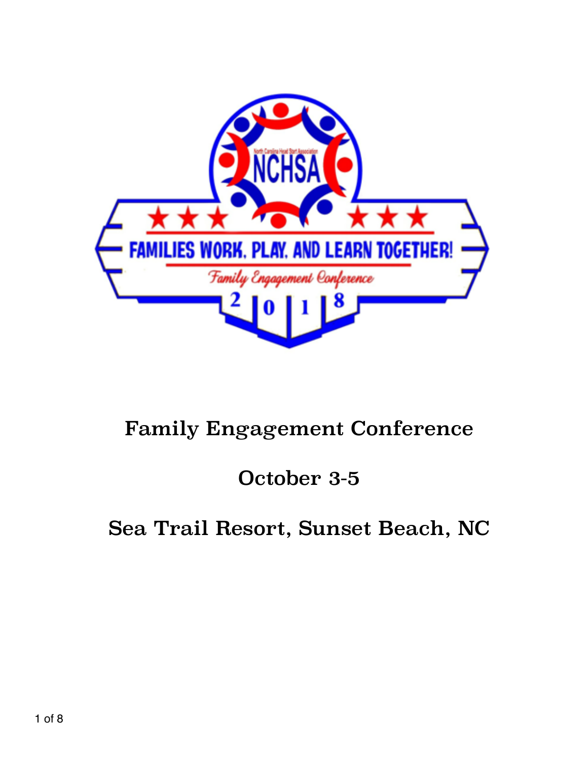# Family Engagement Conference

## October 3-5

## Sea Trail Resort, Sunset Beach, NC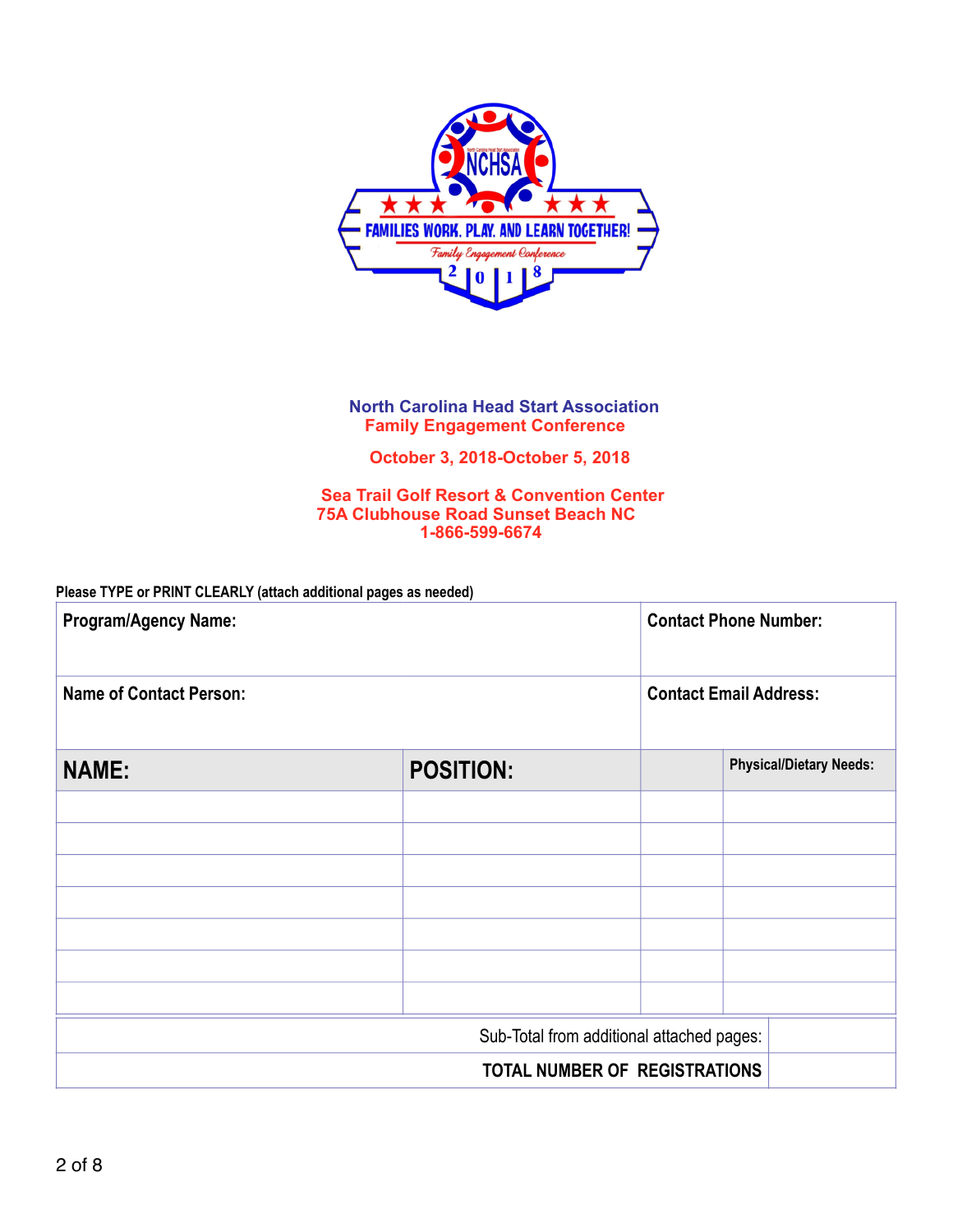NCHSA

FAMILIES WORK, PLAY, AND LEARN TOGETHER!

*Family Engagement Conference*

2018

**North Carolina Head Start Association**
**Family Engagement Conference**

**October 3, 2018-October 5, 2018**

**Sea Trail Golf Resort & Convention Center**
**75A Clubhouse Road Sunset Beach NC**
**1-866-599-6674**

**Please TYPE or PRINT CLEARLY (attach additional pages as needed)**

| **Program/Agency Name:** | | **Contact Phone Number:** | |
|---|---|---|---|
| **Name of Contact Person:** | | **Contact Email Address:** | |
| **NAME:** | **POSITION:** | | **Physical/Dietary Needs:** |
| | | | |
| | | | |
| | | | |
| | | | |
| | | | |
| | | | |
| | | | |

| | |
|---|---|
| Sub-Total from additional attached pages: | |
| **TOTAL NUMBER OF REGISTRATIONS** | |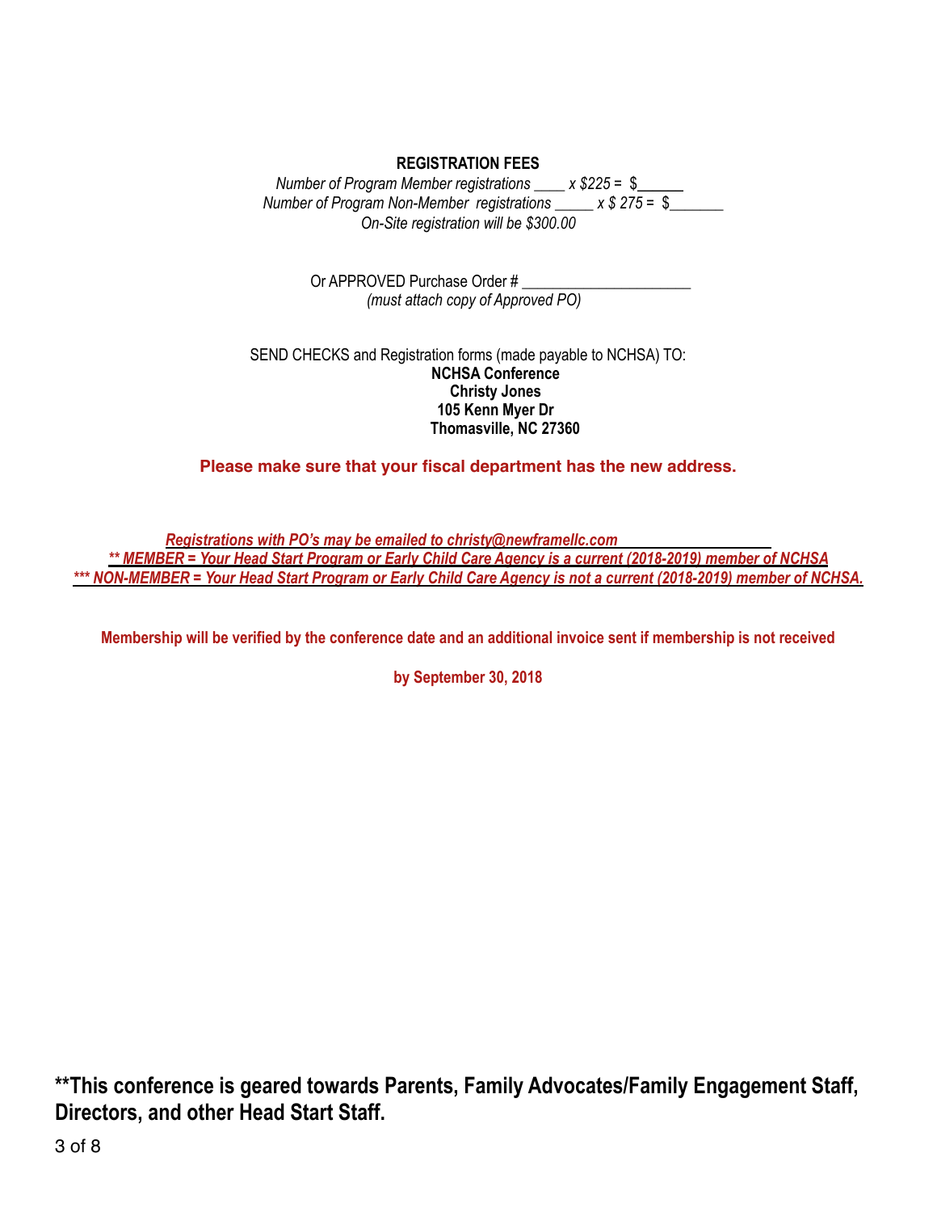**REGISTRATION FEES**

*Number of Program Member registrations ____ x $225 = $______*

*Number of Program Non-Member registrations _____ x $ 275 = $_______*

*On-Site registration will be $300.00*

Or APPROVED Purchase Order # _____________________

*(must attach copy of Approved PO)*

SEND CHECKS and Registration forms (made payable to NCHSA) TO:

**NCHSA Conference**
**Christy Jones**
**105 Kenn Myer Dr**
**Thomasville, NC 27360**

**Please make sure that your fiscal department has the new address.**

***Registrations with PO's may be emailed to christy@newframellc.com***

***** MEMBER = Your Head Start Program or Early Child Care Agency is a current (2018-2019) member of NCHSA***

****** NON-MEMBER = Your Head Start Program or Early Child Care Agency is not a current (2018-2019) member of NCHSA.***

**Membership will be verified by the conference date and an additional invoice sent if membership is not received by September 30, 2018**

****This conference is geared towards Parents, Family Advocates/Family Engagement Staff, Directors, and other Head Start Staff.**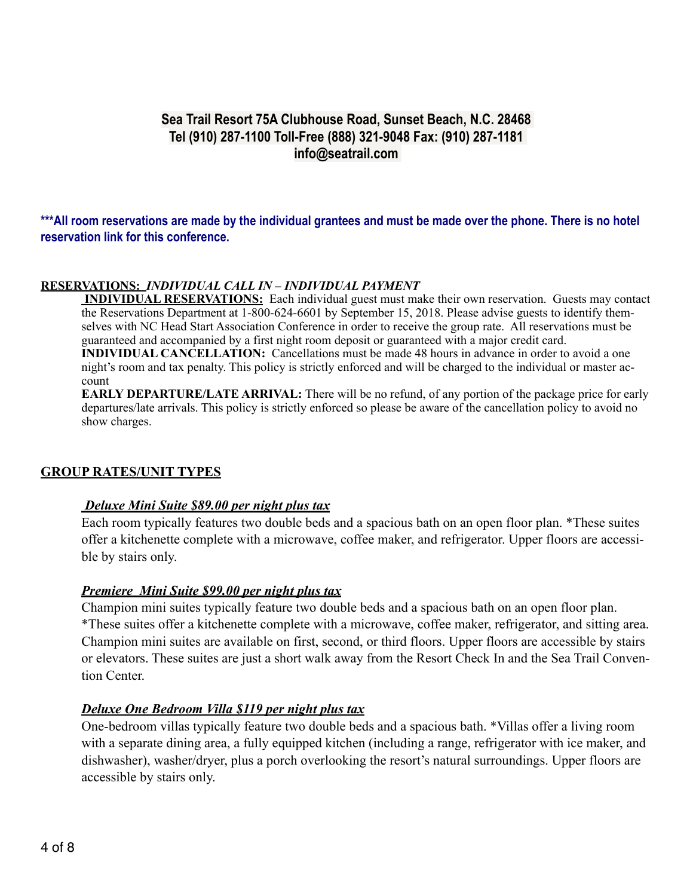**Sea Trail Resort 75A Clubhouse Road, Sunset Beach, N.C. 28468**
**Tel (910) 287-1100 Toll-Free (888) 321-9048 Fax: (910) 287-1181**
**info@seatrail.com**

**\*\*\*All room reservations are made by the individual grantees and must be made over the phone. There is no hotel reservation link for this conference.**

**RESERVATIONS:** ***INDIVIDUAL CALL IN – INDIVIDUAL PAYMENT***

**INDIVIDUAL RESERVATIONS:** Each individual guest must make their own reservation. Guests may contact the Reservations Department at 1-800-624-6601 by September 15, 2018. Please advise guests to identify themselves with NC Head Start Association Conference in order to receive the group rate. All reservations must be guaranteed and accompanied by a first night room deposit or guaranteed with a major credit card.

**INDIVIDUAL CANCELLATION:** Cancellations must be made 48 hours in advance in order to avoid a one night's room and tax penalty. This policy is strictly enforced and will be charged to the individual or master account

**EARLY DEPARTURE/LATE ARRIVAL:** There will be no refund, of any portion of the package price for early departures/late arrivals. This policy is strictly enforced so please be aware of the cancellation policy to avoid no show charges.

## GROUP RATES/UNIT TYPES

***Deluxe Mini Suite $89.00 per night plus tax***

Each room typically features two double beds and a spacious bath on an open floor plan. *These suites offer a kitchenette complete with a microwave, coffee maker, and refrigerator. Upper floors are accessible by stairs only.

***Premiere Mini Suite $99.00 per night plus tax***

Champion mini suites typically feature two double beds and a spacious bath on an open floor plan. *These suites offer a kitchenette complete with a microwave, coffee maker, refrigerator, and sitting area. Champion mini suites are available on first, second, or third floors. Upper floors are accessible by stairs or elevators. These suites are just a short walk away from the Resort Check In and the Sea Trail Convention Center.

***Deluxe One Bedroom Villa $119 per night plus tax***

One-bedroom villas typically feature two double beds and a spacious bath. *Villas offer a living room with a separate dining area, a fully equipped kitchen (including a range, refrigerator with ice maker, and dishwasher), washer/dryer, plus a porch overlooking the resort's natural surroundings. Upper floors are accessible by stairs only.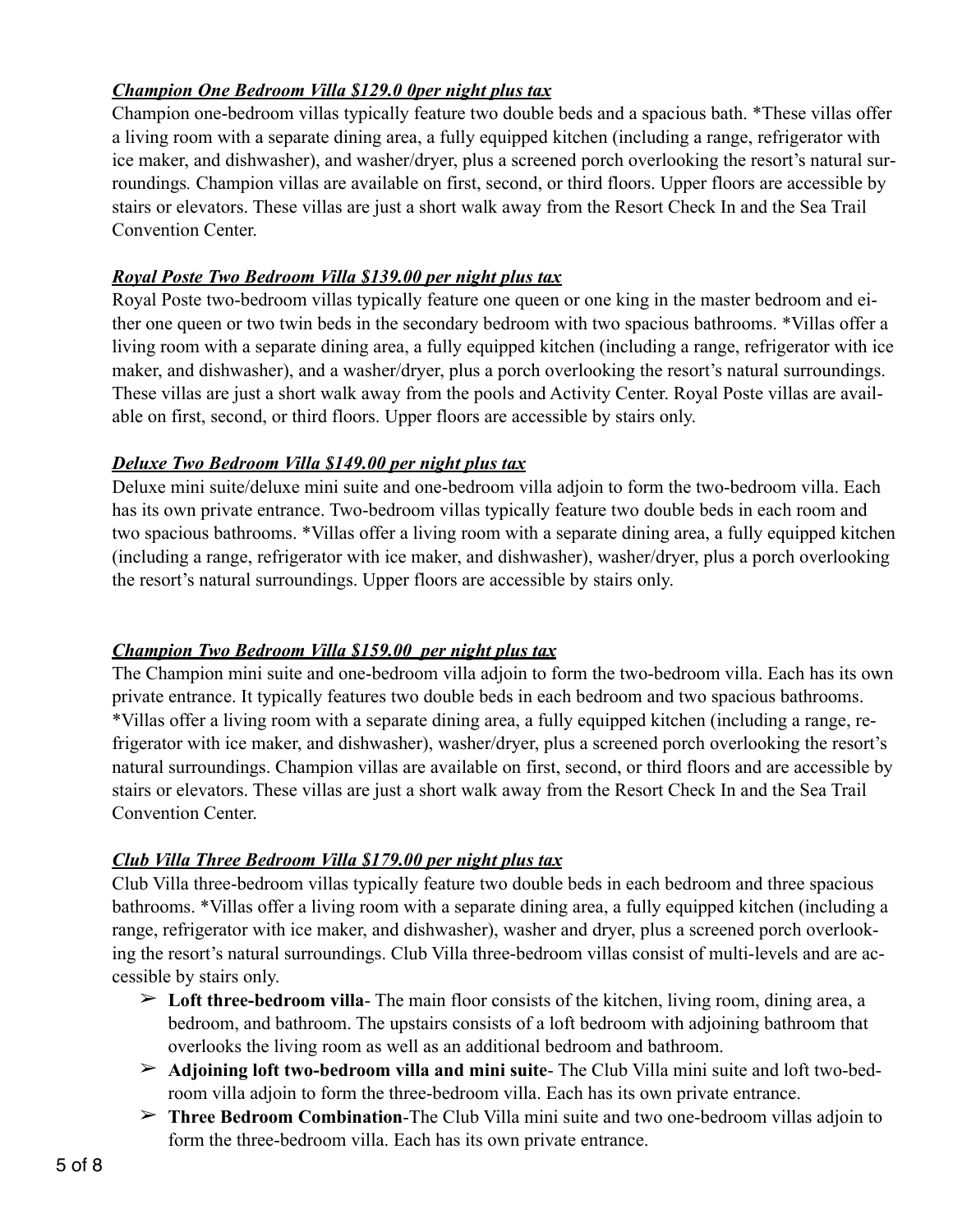***Champion One Bedroom Villa $129.0 0per night plus tax***

Champion one-bedroom villas typically feature two double beds and a spacious bath. *These villas offer a living room with a separate dining area, a fully equipped kitchen (including a range, refrigerator with ice maker, and dishwasher), and washer/dryer, plus a screened porch overlooking the resort's natural surroundings. Champion villas are available on first, second, or third floors. Upper floors are accessible by stairs or elevators. These villas are just a short walk away from the Resort Check In and the Sea Trail Convention Center.

***Royal Poste Two Bedroom Villa $139.00 per night plus tax***

Royal Poste two-bedroom villas typically feature one queen or one king in the master bedroom and either one queen or two twin beds in the secondary bedroom with two spacious bathrooms. *Villas offer a living room with a separate dining area, a fully equipped kitchen (including a range, refrigerator with ice maker, and dishwasher), and a washer/dryer, plus a porch overlooking the resort's natural surroundings. These villas are just a short walk away from the pools and Activity Center. Royal Poste villas are available on first, second, or third floors. Upper floors are accessible by stairs only.

***Deluxe Two Bedroom Villa $149.00 per night plus tax***

Deluxe mini suite/deluxe mini suite and one-bedroom villa adjoin to form the two-bedroom villa. Each has its own private entrance. Two-bedroom villas typically feature two double beds in each room and two spacious bathrooms. *Villas offer a living room with a separate dining area, a fully equipped kitchen (including a range, refrigerator with ice maker, and dishwasher), washer/dryer, plus a porch overlooking the resort's natural surroundings. Upper floors are accessible by stairs only.

***Champion Two Bedroom Villa $159.00  per night plus tax***

The Champion mini suite and one-bedroom villa adjoin to form the two-bedroom villa. Each has its own private entrance. It typically features two double beds in each bedroom and two spacious bathrooms. *Villas offer a living room with a separate dining area, a fully equipped kitchen (including a range, refrigerator with ice maker, and dishwasher), washer/dryer, plus a screened porch overlooking the resort's natural surroundings. Champion villas are available on first, second, or third floors and are accessible by stairs or elevators. These villas are just a short walk away from the Resort Check In and the Sea Trail Convention Center.

***Club Villa Three Bedroom Villa $179.00 per night plus tax***

Club Villa three-bedroom villas typically feature two double beds in each bedroom and three spacious bathrooms. *Villas offer a living room with a separate dining area, a fully equipped kitchen (including a range, refrigerator with ice maker, and dishwasher), washer and dryer, plus a screened porch overlooking the resort's natural surroundings. Club Villa three-bedroom villas consist of multi-levels and are accessible by stairs only.

- **Loft three-bedroom villa**- The main floor consists of the kitchen, living room, dining area, a bedroom, and bathroom. The upstairs consists of a loft bedroom with adjoining bathroom that overlooks the living room as well as an additional bedroom and bathroom.
- **Adjoining loft two-bedroom villa and mini suite**- The Club Villa mini suite and loft two-bedroom villa adjoin to form the three-bedroom villa. Each has its own private entrance.
- **Three Bedroom Combination**-The Club Villa mini suite and two one-bedroom villas adjoin to form the three-bedroom villa. Each has its own private entrance.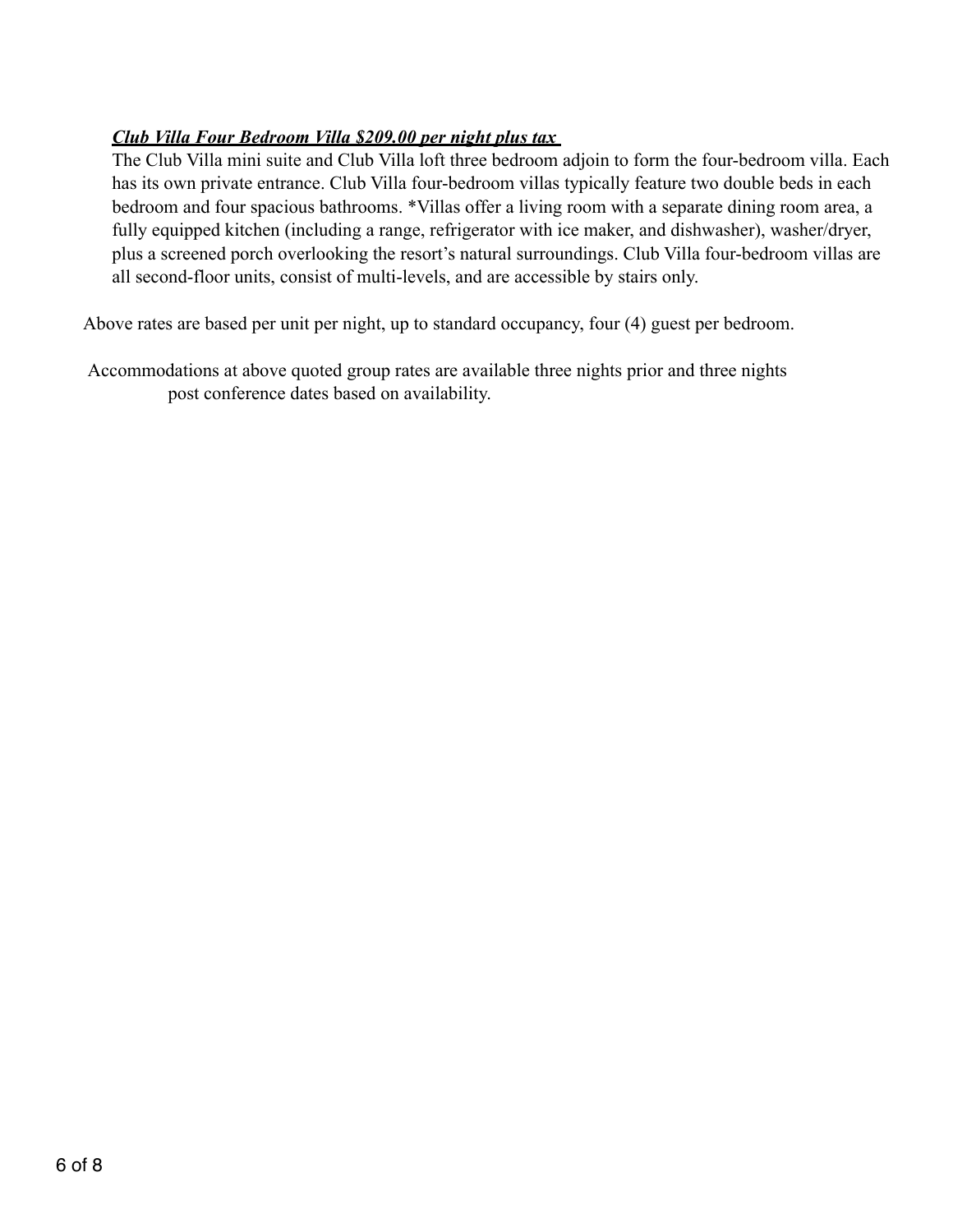***Club Villa Four Bedroom Villa $209.00 per night plus tax***

The Club Villa mini suite and Club Villa loft three bedroom adjoin to form the four-bedroom villa. Each has its own private entrance. Club Villa four-bedroom villas typically feature two double beds in each bedroom and four spacious bathrooms. *Villas offer a living room with a separate dining room area, a fully equipped kitchen (including a range, refrigerator with ice maker, and dishwasher), washer/dryer, plus a screened porch overlooking the resort's natural surroundings. Club Villa four-bedroom villas are all second-floor units, consist of multi-levels, and are accessible by stairs only.

Above rates are based per unit per night, up to standard occupancy, four (4) guest per bedroom.

Accommodations at above quoted group rates are available three nights prior and three nights post conference dates based on availability.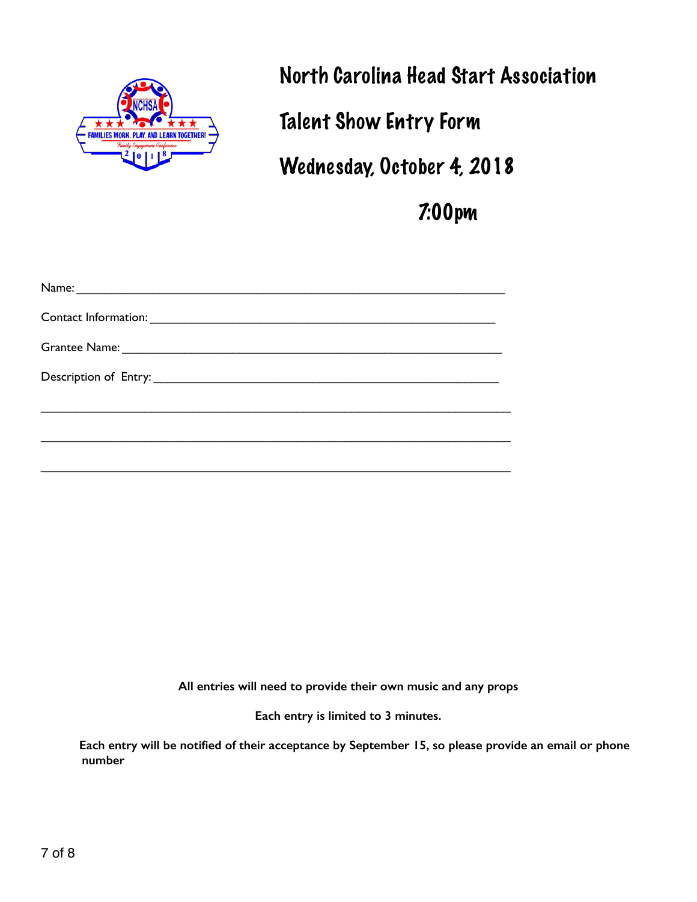# North Carolina Head Start Association

## Talent Show Entry Form

## Wednesday, October 4, 2018

## 7:00pm

Name: ___________________________________________________________

Contact Information: ______________________________________________

Grantee Name: ___________________________________________________

Description of Entry: ______________________________________________

_______________________________________________________________

_______________________________________________________________

_______________________________________________________________

**All entries will need to provide their own music and any props**

**Each entry is limited to 3 minutes.**

**Each entry will be notified of their acceptance by September 15, so please provide an email or phone number**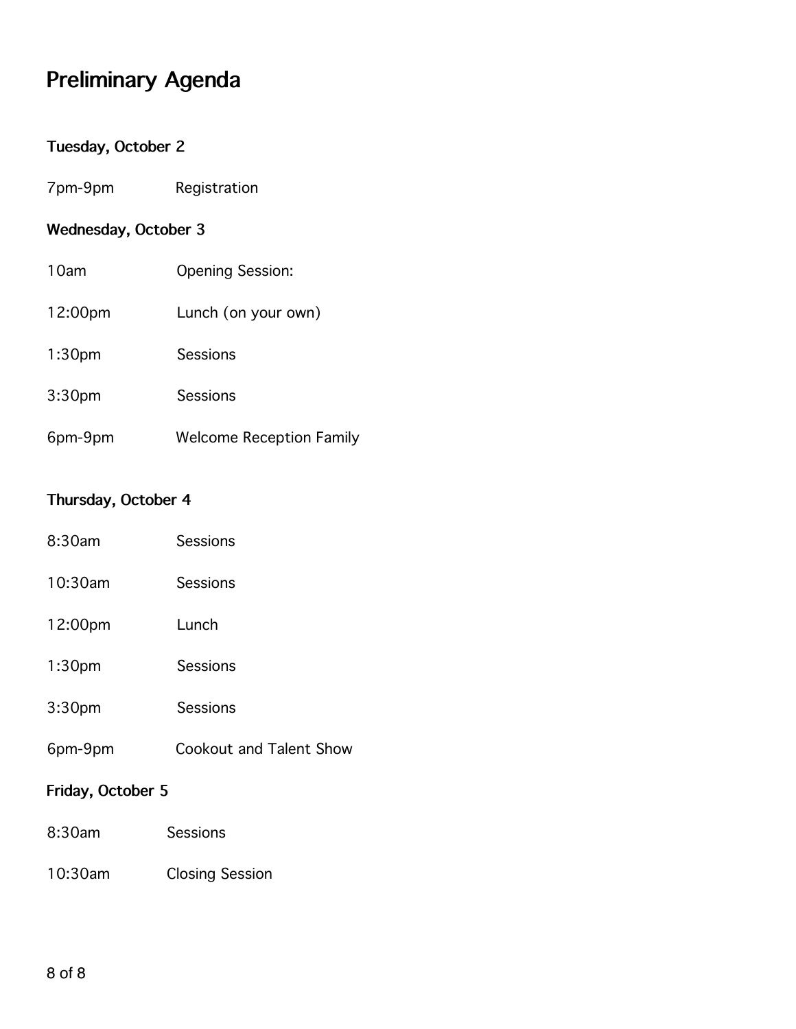# Preliminary Agenda

**Tuesday, October 2**

7pm-9pm Registration

**Wednesday, October 3**

10am Opening Session:

12:00pm Lunch (on your own)

1:30pm Sessions

3:30pm Sessions

6pm-9pm Welcome Reception Family

**Thursday, October 4**

8:30am Sessions

10:30am Sessions

12:00pm Lunch

1:30pm Sessions

3:30pm Sessions

6pm-9pm Cookout and Talent Show

**Friday, October 5**

8:30am Sessions

10:30am Closing Session